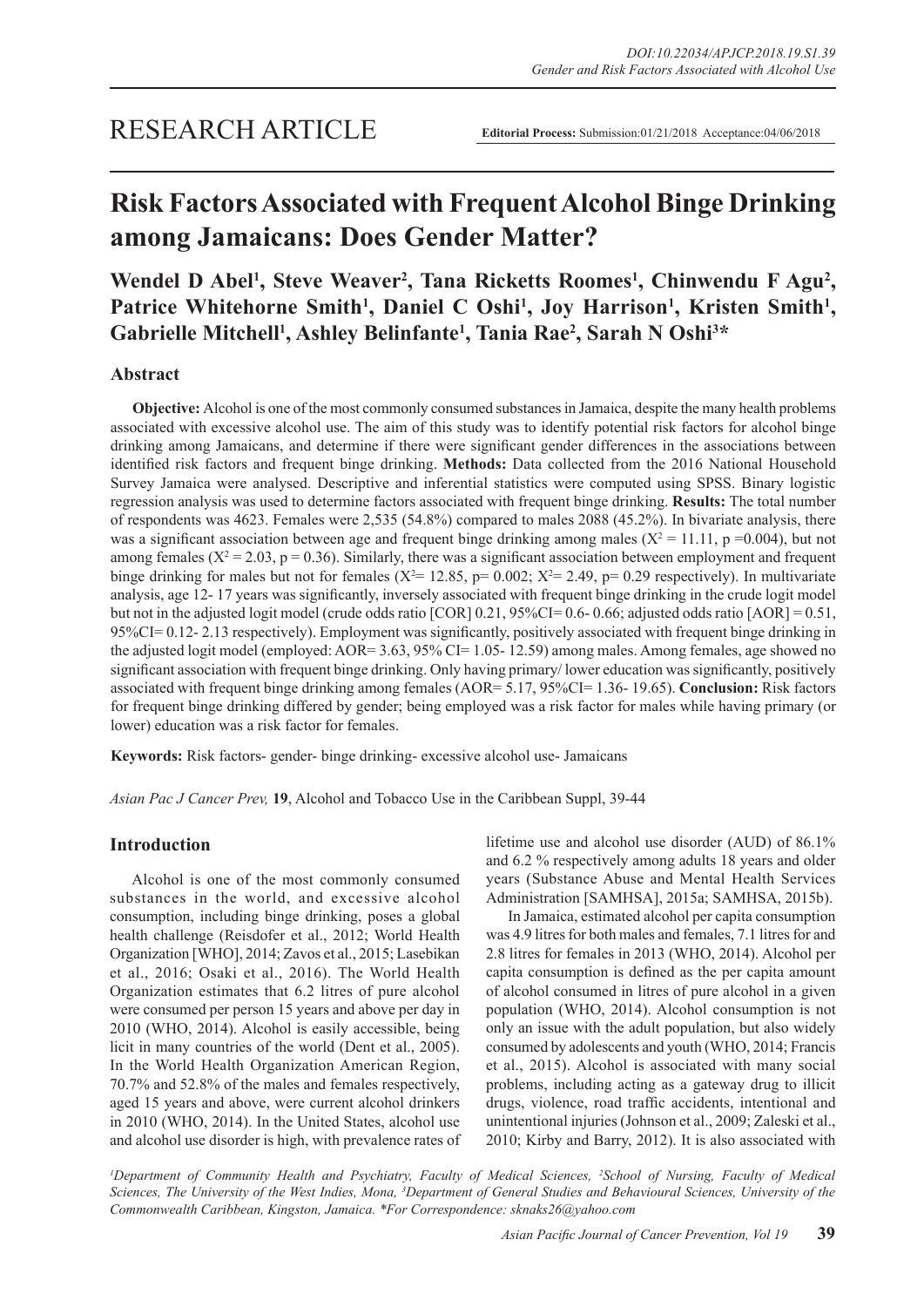RESEARCH ARTICLE

**Editorial Process:** Submission:01/21/2018 Acceptance:04/06/2018

# Risk Factors Associated with Frequent Alcohol Binge Drinking among Jamaicans: Does Gender Matter?

**Wendel D Abel[1], Steve Weaver[2], Tana Ricketts Roomes[1], Chinwendu F Agu[2], Patrice Whitehorne Smith[1], Daniel C Oshi[1], Joy Harrison[1], Kristen Smith[1], Gabrielle Mitchell[1], Ashley Belinfante[1], Tania Rae[2], Sarah N Oshi[3]***

## Abstract

**Objective:** Alcohol is one of the most commonly consumed substances in Jamaica, despite the many health problems associated with excessive alcohol use. The aim of this study was to identify potential risk factors for alcohol binge drinking among Jamaicans, and determine if there were significant gender differences in the associations between identified risk factors and frequent binge drinking. **Methods:** Data collected from the 2016 National Household Survey Jamaica were analysed. Descriptive and inferential statistics were computed using SPSS. Binary logistic regression analysis was used to determine factors associated with frequent binge drinking. **Results:** The total number of respondents was 4623. Females were 2,535 (54.8%) compared to males 2088 (45.2%). In bivariate analysis, there was a significant association between age and frequent binge drinking among males ($X^2 = 11.11$, $p = 0.004$), but not among females ($X^2 = 2.03$, $p = 0.36$). Similarly, there was a significant association between employment and frequent binge drinking for males but not for females ($X^2 = 12.85$, $p = 0.002$; $X^2 = 2.49$, $p = 0.29$ respectively). In multivariate analysis, age 12- 17 years was significantly, inversely associated with frequent binge drinking in the crude logit model but not in the adjusted logit model (crude odds ratio [COR] 0.21, 95%CI= 0.6- 0.66; adjusted odds ratio [AOR] = 0.51, 95%CI= 0.12- 2.13 respectively). Employment was significantly, positively associated with frequent binge drinking in the adjusted logit model (employed: AOR= 3.63, 95% CI= 1.05- 12.59) among males. Among females, age showed no significant association with frequent binge drinking. Only having primary/ lower education was significantly, positively associated with frequent binge drinking among females (AOR= 5.17, 95%CI= 1.36- 19.65). **Conclusion:** Risk factors for frequent binge drinking differed by gender; being employed was a risk factor for males while having primary (or lower) education was a risk factor for females.

**Keywords:** Risk factors- gender- binge drinking- excessive alcohol use- Jamaicans

*Asian Pac J Cancer Prev,* **19**, Alcohol and Tobacco Use in the Caribbean Suppl, 39-44

## Introduction

Alcohol is one of the most commonly consumed substances in the world, and excessive alcohol consumption, including binge drinking, poses a global health challenge (Reisdofer et al., 2012; World Health Organization [WHO], 2014; Zavos et al., 2015; Lasebikan et al., 2016; Osaki et al., 2016). The World Health Organization estimates that 6.2 litres of pure alcohol were consumed per person 15 years and above per day in 2010 (WHO, 2014). Alcohol is easily accessible, being licit in many countries of the world (Dent et al., 2005). In the World Health Organization American Region, 70.7% and 52.8% of the males and females respectively, aged 15 years and above, were current alcohol drinkers in 2010 (WHO, 2014). In the United States, alcohol use and alcohol use disorder is high, with prevalence rates of lifetime use and alcohol use disorder (AUD) of 86.1% and 6.2 % respectively among adults 18 years and older years (Substance Abuse and Mental Health Services Administration [SAMHSA], 2015a; SAMHSA, 2015b).

In Jamaica, estimated alcohol per capita consumption was 4.9 litres for both males and females, 7.1 litres for and 2.8 litres for females in 2013 (WHO, 2014). Alcohol per capita consumption is defined as the per capita amount of alcohol consumed in litres of pure alcohol in a given population (WHO, 2014). Alcohol consumption is not only an issue with the adult population, but also widely consumed by adolescents and youth (WHO, 2014; Francis et al., 2015). Alcohol is associated with many social problems, including acting as a gateway drug to illicit drugs, violence, road traffic accidents, intentional and unintentional injuries (Johnson et al., 2009; Zaleski et al., 2010; Kirby and Barry, 2012). It is also associated with

[1]Department of Community Health and Psychiatry, Faculty of Medical Sciences, [2]School of Nursing, Faculty of Medical Sciences, The University of the West Indies, Mona, [3]Department of General Studies and Behavioural Sciences, University of the Commonwealth Caribbean, Kingston, Jamaica. *For Correspondence: sknaks26@yahoo.com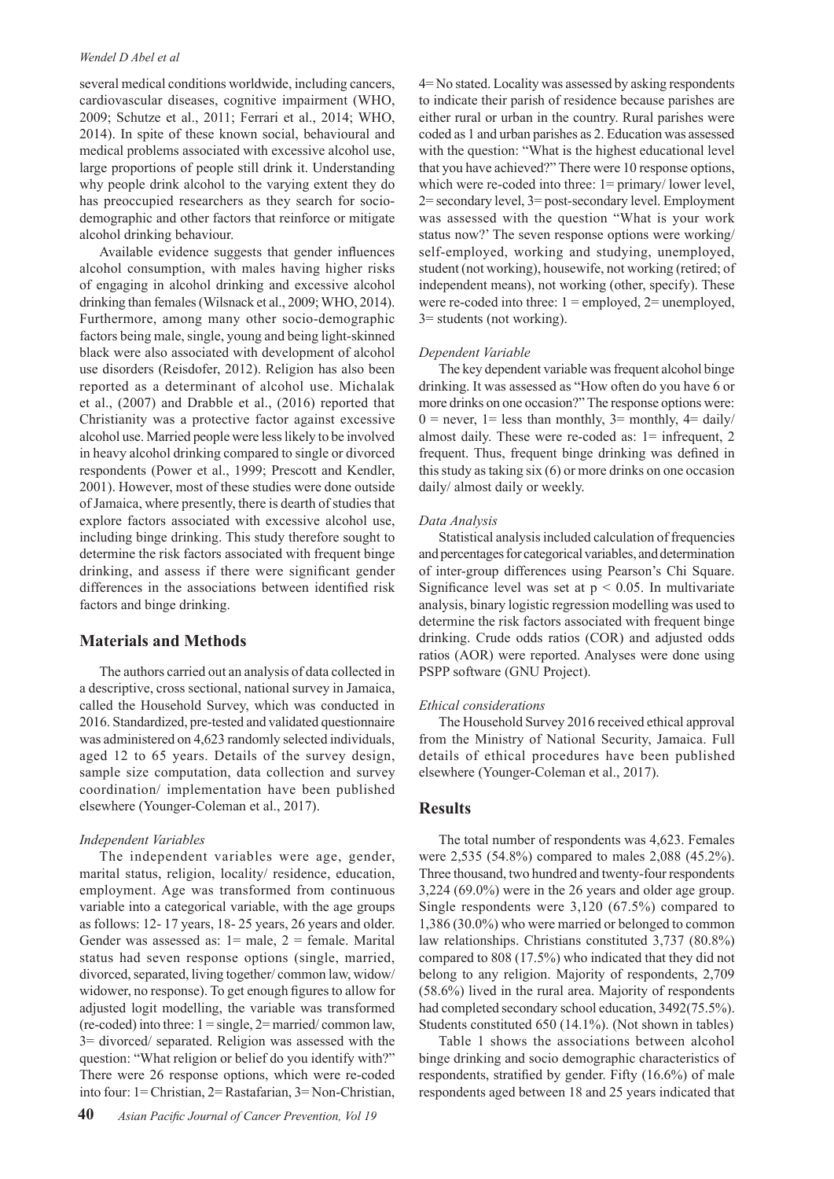several medical conditions worldwide, including cancers, cardiovascular diseases, cognitive impairment (WHO, 2009; Schutze et al., 2011; Ferrari et al., 2014; WHO, 2014). In spite of these known social, behavioural and medical problems associated with excessive alcohol use, large proportions of people still drink it. Understanding why people drink alcohol to the varying extent they do has preoccupied researchers as they search for socio-demographic and other factors that reinforce or mitigate alcohol drinking behaviour.

Available evidence suggests that gender influences alcohol consumption, with males having higher risks of engaging in alcohol drinking and excessive alcohol drinking than females (Wilsnack et al., 2009; WHO, 2014). Furthermore, among many other socio-demographic factors being male, single, young and being light-skinned black were also associated with development of alcohol use disorders (Reisdofer, 2012). Religion has also been reported as a determinant of alcohol use. Michalak et al., (2007) and Drabble et al., (2016) reported that Christianity was a protective factor against excessive alcohol use. Married people were less likely to be involved in heavy alcohol drinking compared to single or divorced respondents (Power et al., 1999; Prescott and Kendler, 2001). However, most of these studies were done outside of Jamaica, where presently, there is dearth of studies that explore factors associated with excessive alcohol use, including binge drinking. This study therefore sought to determine the risk factors associated with frequent binge drinking, and assess if there were significant gender differences in the associations between identified risk factors and binge drinking.

## Materials and Methods

The authors carried out an analysis of data collected in a descriptive, cross sectional, national survey in Jamaica, called the Household Survey, which was conducted in 2016. Standardized, pre-tested and validated questionnaire was administered on 4,623 randomly selected individuals, aged 12 to 65 years. Details of the survey design, sample size computation, data collection and survey coordination/ implementation have been published elsewhere (Younger-Coleman et al., 2017).

### *Independent Variables*

The independent variables were age, gender, marital status, religion, locality/ residence, education, employment. Age was transformed from continuous variable into a categorical variable, with the age groups as follows: 12- 17 years, 18- 25 years, 26 years and older. Gender was assessed as: 1= male, 2 = female. Marital status had seven response options (single, married, divorced, separated, living together/ common law, widow/ widower, no response). To get enough figures to allow for adjusted logit modelling, the variable was transformed (re-coded) into three: 1 = single, 2= married/ common law, 3= divorced/ separated. Religion was assessed with the question: "What religion or belief do you identify with?" There were 26 response options, which were re-coded into four: 1= Christian, 2= Rastafarian, 3= Non-Christian, 4= No stated. Locality was assessed by asking respondents to indicate their parish of residence because parishes are either rural or urban in the country. Rural parishes were coded as 1 and urban parishes as 2. Education was assessed with the question: "What is the highest educational level that you have achieved?" There were 10 response options, which were re-coded into three: 1= primary/ lower level, 2= secondary level, 3= post-secondary level. Employment was assessed with the question "What is your work status now?' The seven response options were working/ self-employed, working and studying, unemployed, student (not working), housewife, not working (retired; of independent means), not working (other, specify). These were re-coded into three: 1 = employed, 2= unemployed, 3= students (not working).

### *Dependent Variable*

The key dependent variable was frequent alcohol binge drinking. It was assessed as "How often do you have 6 or more drinks on one occasion?" The response options were: 0 = never, 1= less than monthly, 3= monthly, 4= daily/ almost daily. These were re-coded as: 1= infrequent, 2 frequent. Thus, frequent binge drinking was defined in this study as taking six (6) or more drinks on one occasion daily/ almost daily or weekly.

### *Data Analysis*

Statistical analysis included calculation of frequencies and percentages for categorical variables, and determination of inter-group differences using Pearson's Chi Square. Significance level was set at $p < 0.05$. In multivariate analysis, binary logistic regression modelling was used to determine the risk factors associated with frequent binge drinking. Crude odds ratios (COR) and adjusted odds ratios (AOR) were reported. Analyses were done using PSPP software (GNU Project).

### *Ethical considerations*

The Household Survey 2016 received ethical approval from the Ministry of National Security, Jamaica. Full details of ethical procedures have been published elsewhere (Younger-Coleman et al., 2017).

## Results

The total number of respondents was 4,623. Females were 2,535 (54.8%) compared to males 2,088 (45.2%). Three thousand, two hundred and twenty-four respondents 3,224 (69.0%) were in the 26 years and older age group. Single respondents were 3,120 (67.5%) compared to 1,386 (30.0%) who were married or belonged to common law relationships. Christians constituted 3,737 (80.8%) compared to 808 (17.5%) who indicated that they did not belong to any religion. Majority of respondents, 2,709 (58.6%) lived in the rural area. Majority of respondents had completed secondary school education, 3492(75.5%). Students constituted 650 (14.1%). (Not shown in tables)

Table 1 shows the associations between alcohol binge drinking and socio demographic characteristics of respondents, stratified by gender. Fifty (16.6%) of male respondents aged between 18 and 25 years indicated that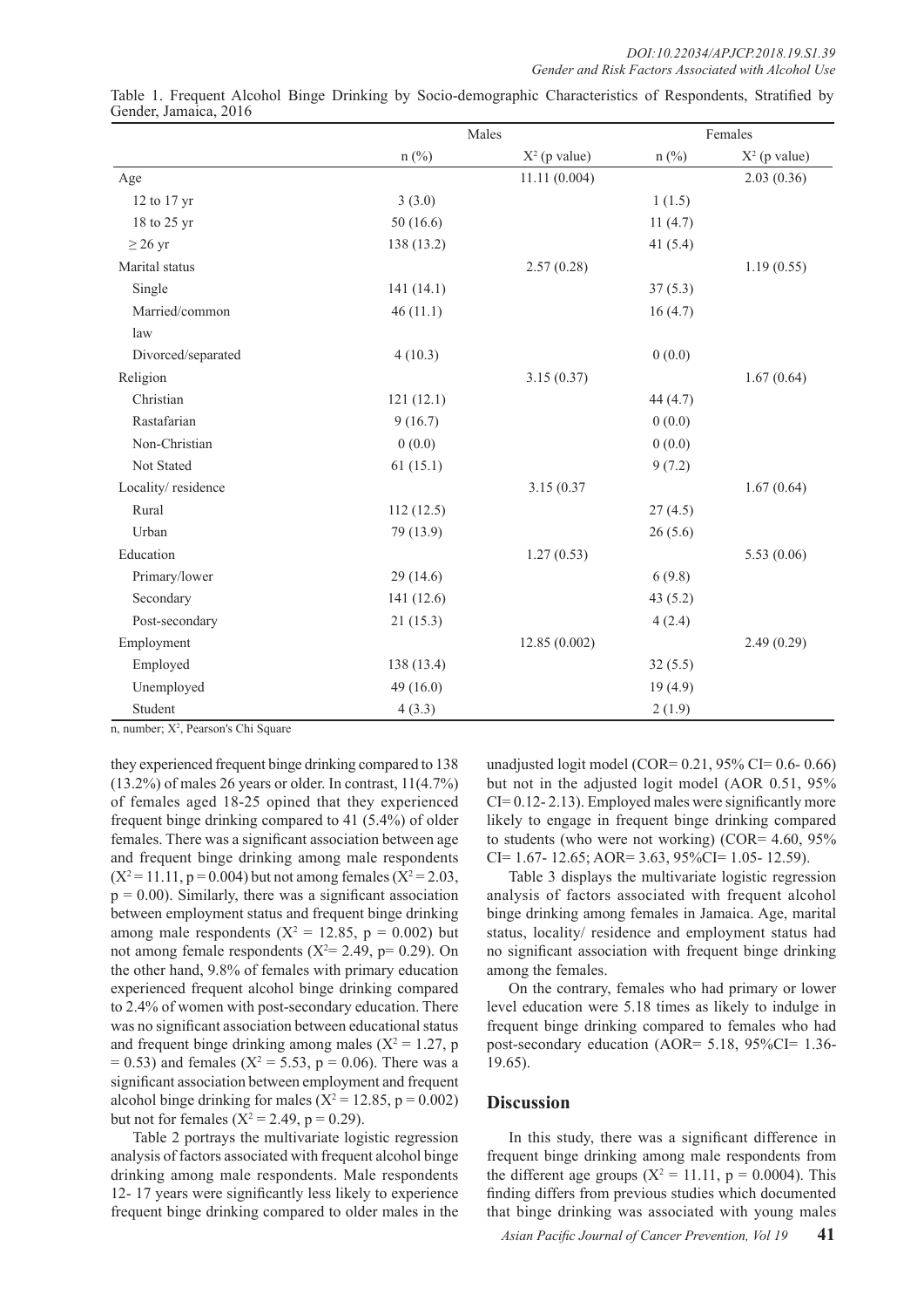Table 1. Frequent Alcohol Binge Drinking by Socio-demographic Characteristics of Respondents, Stratified by Gender, Jamaica, 2016

| | Males | | Females | |
|---|---|---|---|---|
| | n (%) | $X^2$ (p value) | n (%) | $X^2$ (p value) |
| Age | | 11.11 (0.004) | | 2.03 (0.36) |
| 12 to 17 yr | 3 (3.0) | | 1 (1.5) | |
| 18 to 25 yr | 50 (16.6) | | 11 (4.7) | |
| ≥ 26 yr | 138 (13.2) | | 41 (5.4) | |
| Marital status | | 2.57 (0.28) | | 1.19 (0.55) |
| Single | 141 (14.1) | | 37 (5.3) | |
| Married/common law | 46 (11.1) | | 16 (4.7) | |
| Divorced/separated | 4 (10.3) | | 0 (0.0) | |
| Religion | | 3.15 (0.37) | | 1.67 (0.64) |
| Christian | 121 (12.1) | | 44 (4.7) | |
| Rastafarian | 9 (16.7) | | 0 (0.0) | |
| Non-Christian | 0 (0.0) | | 0 (0.0) | |
| Not Stated | 61 (15.1) | | 9 (7.2) | |
| Locality/ residence | | 3.15 (0.37 | | 1.67 (0.64) |
| Rural | 112 (12.5) | | 27 (4.5) | |
| Urban | 79 (13.9) | | 26 (5.6) | |
| Education | | 1.27 (0.53) | | 5.53 (0.06) |
| Primary/lower | 29 (14.6) | | 6 (9.8) | |
| Secondary | 141 (12.6) | | 43 (5.2) | |
| Post-secondary | 21 (15.3) | | 4 (2.4) | |
| Employment | | 12.85 (0.002) | | 2.49 (0.29) |
| Employed | 138 (13.4) | | 32 (5.5) | |
| Unemployed | 49 (16.0) | | 19 (4.9) | |
| Student | 4 (3.3) | | 2 (1.9) | |

n, number; $X^2$, Pearson's Chi Square

they experienced frequent binge drinking compared to 138 (13.2%) of males 26 years or older. In contrast, 11(4.7%) of females aged 18-25 opined that they experienced frequent binge drinking compared to 41 (5.4%) of older females. There was a significant association between age and frequent binge drinking among male respondents ($X^2 = 11.11$, $p = 0.004$) but not among females ($X^2 = 2.03$, $p = 0.00$). Similarly, there was a significant association between employment status and frequent binge drinking among male respondents ($X^2 = 12.85$, $p = 0.002$) but not among female respondents ($X^2= 2.49$, $p= 0.29$). On the other hand, 9.8% of females with primary education experienced frequent alcohol binge drinking compared to 2.4% of women with post-secondary education. There was no significant association between educational status and frequent binge drinking among males ($X^2 = 1.27$, $p = 0.53$) and females ($X^2 = 5.53$, $p = 0.06$). There was a significant association between employment and frequent alcohol binge drinking for males ($X^2 = 12.85$, $p = 0.002$) but not for females ($X^2 = 2.49$, $p = 0.29$).

Table 2 portrays the multivariate logistic regression analysis of factors associated with frequent alcohol binge drinking among male respondents. Male respondents 12- 17 years were significantly less likely to experience frequent binge drinking compared to older males in the unadjusted logit model (COR= 0.21, 95% CI= 0.6- 0.66) but not in the adjusted logit model (AOR 0.51, 95% CI= 0.12- 2.13). Employed males were significantly more likely to engage in frequent binge drinking compared to students (who were not working) (COR= 4.60, 95% CI= 1.67- 12.65; AOR= 3.63, 95%CI= 1.05- 12.59).

Table 3 displays the multivariate logistic regression analysis of factors associated with frequent alcohol binge drinking among females in Jamaica. Age, marital status, locality/ residence and employment status had no significant association with frequent binge drinking among the females.

On the contrary, females who had primary or lower level education were 5.18 times as likely to indulge in frequent binge drinking compared to females who had post-secondary education (AOR= 5.18, 95%CI= 1.36- 19.65).

## Discussion

In this study, there was a significant difference in frequent binge drinking among male respondents from the different age groups ($X^2 = 11.11$, $p = 0.0004$). This finding differs from previous studies which documented that binge drinking was associated with young males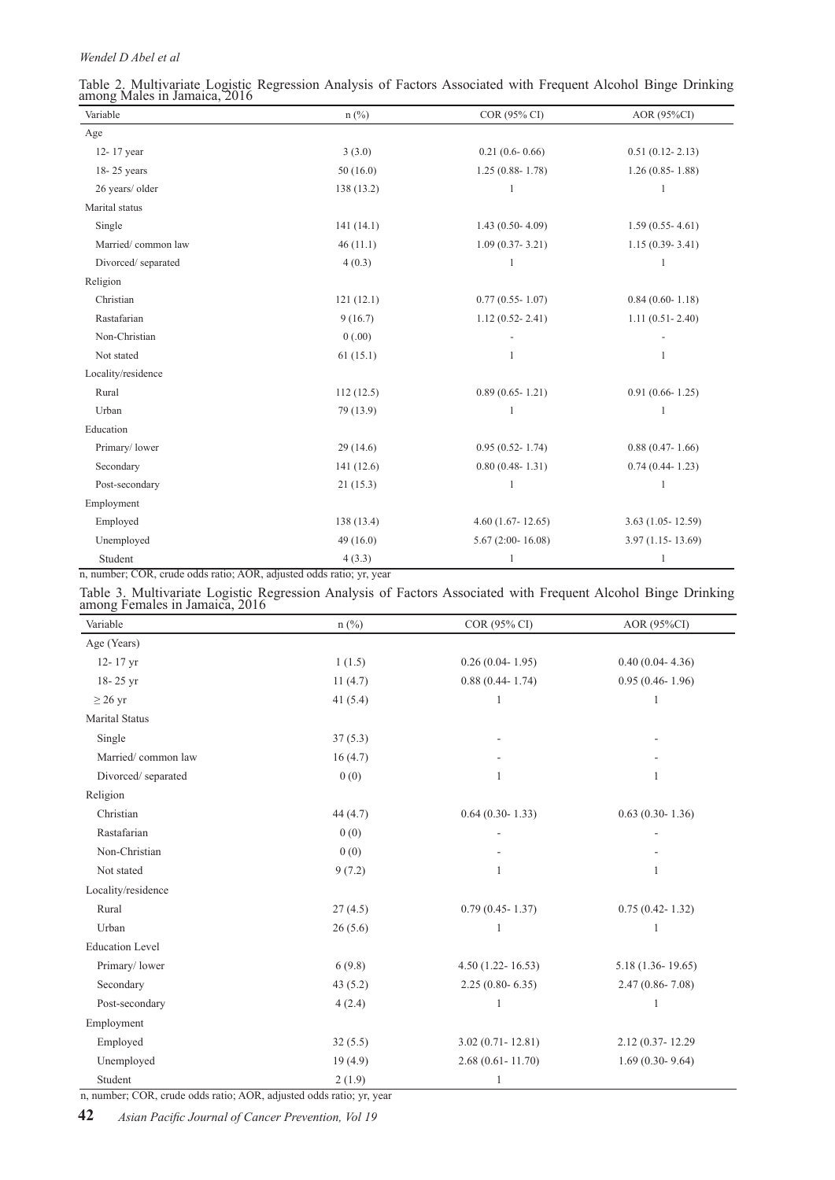Table 2. Multivariate Logistic Regression Analysis of Factors Associated with Frequent Alcohol Binge Drinking among Males in Jamaica, 2016

| Variable | n (%) | COR (95% CI) | AOR (95%CI) |
|---|---|---|---|
| Age | | | |
| 12- 17 year | 3 (3.0) | 0.21 (0.6- 0.66) | 0.51 (0.12- 2.13) |
| 18- 25 years | 50 (16.0) | 1.25 (0.88- 1.78) | 1.26 (0.85- 1.88) |
| 26 years/ older | 138 (13.2) | 1 | 1 |
| Marital status | | | |
| Single | 141 (14.1) | 1.43 (0.50- 4.09) | 1.59 (0.55- 4.61) |
| Married/ common law | 46 (11.1) | 1.09 (0.37- 3.21) | 1.15 (0.39- 3.41) |
| Divorced/ separated | 4 (0.3) | 1 | 1 |
| Religion | | | |
| Christian | 121 (12.1) | 0.77 (0.55- 1.07) | 0.84 (0.60- 1.18) |
| Rastafarian | 9 (16.7) | 1.12 (0.52- 2.41) | 1.11 (0.51- 2.40) |
| Non-Christian | 0 (.00) | - | - |
| Not stated | 61 (15.1) | 1 | 1 |
| Locality/residence | | | |
| Rural | 112 (12.5) | 0.89 (0.65- 1.21) | 0.91 (0.66- 1.25) |
| Urban | 79 (13.9) | 1 | 1 |
| Education | | | |
| Primary/ lower | 29 (14.6) | 0.95 (0.52- 1.74) | 0.88 (0.47- 1.66) |
| Secondary | 141 (12.6) | 0.80 (0.48- 1.31) | 0.74 (0.44- 1.23) |
| Post-secondary | 21 (15.3) | 1 | 1 |
| Employment | | | |
| Employed | 138 (13.4) | 4.60 (1.67- 12.65) | 3.63 (1.05- 12.59) |
| Unemployed | 49 (16.0) | 5.67 (2:00- 16.08) | 3.97 (1.15- 13.69) |
| Student | 4 (3.3) | 1 | 1 |

n, number; COR, crude odds ratio; AOR, adjusted odds ratio; yr, year

Table 3. Multivariate Logistic Regression Analysis of Factors Associated with Frequent Alcohol Binge Drinking among Females in Jamaica, 2016

| Variable | n (%) | COR (95% CI) | AOR (95%CI) |
|---|---|---|---|
| Age (Years) | | | |
| 12- 17 yr | 1 (1.5) | 0.26 (0.04- 1.95) | 0.40 (0.04- 4.36) |
| 18- 25 yr | 11 (4.7) | 0.88 (0.44- 1.74) | 0.95 (0.46- 1.96) |
| ≥ 26 yr | 41 (5.4) | 1 | 1 |
| Marital Status | | | |
| Single | 37 (5.3) | - | - |
| Married/ common law | 16 (4.7) | - | - |
| Divorced/ separated | 0 (0) | 1 | 1 |
| Religion | | | |
| Christian | 44 (4.7) | 0.64 (0.30- 1.33) | 0.63 (0.30- 1.36) |
| Rastafarian | 0 (0) | - | - |
| Non-Christian | 0 (0) | - | - |
| Not stated | 9 (7.2) | 1 | 1 |
| Locality/residence | | | |
| Rural | 27 (4.5) | 0.79 (0.45- 1.37) | 0.75 (0.42- 1.32) |
| Urban | 26 (5.6) | 1 | 1 |
| Education Level | | | |
| Primary/ lower | 6 (9.8) | 4.50 (1.22- 16.53) | 5.18 (1.36- 19.65) |
| Secondary | 43 (5.2) | 2.25 (0.80- 6.35) | 2.47 (0.86- 7.08) |
| Post-secondary | 4 (2.4) | 1 | 1 |
| Employment | | | |
| Employed | 32 (5.5) | 3.02 (0.71- 12.81) | 2.12 (0.37- 12.29 |
| Unemployed | 19 (4.9) | 2.68 (0.61- 11.70) | 1.69 (0.30- 9.64) |
| Student | 2 (1.9) | 1 | |

n, number; COR, crude odds ratio; AOR, adjusted odds ratio; yr, year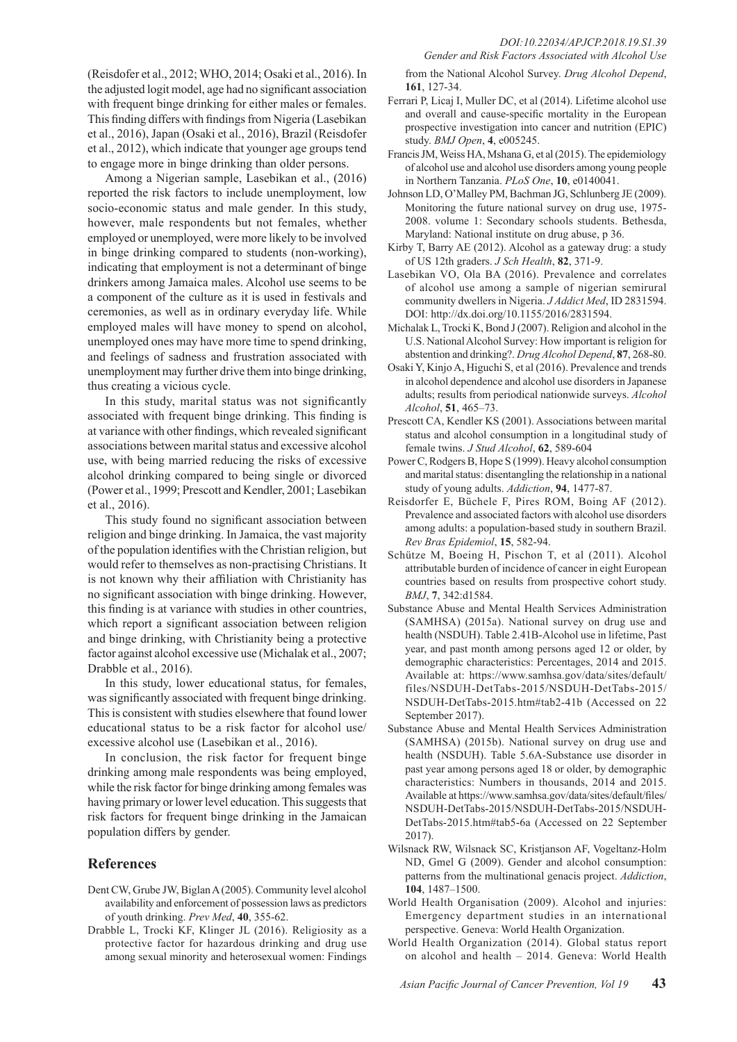(Reisdofer et al., 2012; WHO, 2014; Osaki et al., 2016). In the adjusted logit model, age had no significant association with frequent binge drinking for either males or females. This finding differs with findings from Nigeria (Lasebikan et al., 2016), Japan (Osaki et al., 2016), Brazil (Reisdofer et al., 2012), which indicate that younger age groups tend to engage more in binge drinking than older persons.

Among a Nigerian sample, Lasebikan et al., (2016) reported the risk factors to include unemployment, low socio-economic status and male gender. In this study, however, male respondents but not females, whether employed or unemployed, were more likely to be involved in binge drinking compared to students (non-working), indicating that employment is not a determinant of binge drinkers among Jamaica males. Alcohol use seems to be a component of the culture as it is used in festivals and ceremonies, as well as in ordinary everyday life. While employed males will have money to spend on alcohol, unemployed ones may have more time to spend drinking, and feelings of sadness and frustration associated with unemployment may further drive them into binge drinking, thus creating a vicious cycle.

In this study, marital status was not significantly associated with frequent binge drinking. This finding is at variance with other findings, which revealed significant associations between marital status and excessive alcohol use, with being married reducing the risks of excessive alcohol drinking compared to being single or divorced (Power et al., 1999; Prescott and Kendler, 2001; Lasebikan et al., 2016).

This study found no significant association between religion and binge drinking. In Jamaica, the vast majority of the population identifies with the Christian religion, but would refer to themselves as non-practising Christians. It is not known why their affiliation with Christianity has no significant association with binge drinking. However, this finding is at variance with studies in other countries, which report a significant association between religion and binge drinking, with Christianity being a protective factor against alcohol excessive use (Michalak et al., 2007; Drabble et al., 2016).

In this study, lower educational status, for females, was significantly associated with frequent binge drinking. This is consistent with studies elsewhere that found lower educational status to be a risk factor for alcohol use/excessive alcohol use (Lasebikan et al., 2016).

In conclusion, the risk factor for frequent binge drinking among male respondents was being employed, while the risk factor for binge drinking among females was having primary or lower level education. This suggests that risk factors for frequent binge drinking in the Jamaican population differs by gender.

## References

Dent CW, Grube JW, Biglan A (2005). Community level alcohol availability and enforcement of possession laws as predictors of youth drinking. *Prev Med*, **40**, 355-62.

Drabble L, Trocki KF, Klinger JL (2016). Religiosity as a protective factor for hazardous drinking and drug use among sexual minority and heterosexual women: Findings from the National Alcohol Survey. *Drug Alcohol Depend*, **161**, 127-34.

Ferrari P, Licaj I, Muller DC, et al (2014). Lifetime alcohol use and overall and cause-specific mortality in the European prospective investigation into cancer and nutrition (EPIC) study. *BMJ Open*, **4**, e005245.

Francis JM, Weiss HA, Mshana G, et al (2015). The epidemiology of alcohol use and alcohol use disorders among young people in Northern Tanzania. *PLoS One*, **10**, e0140041.

Johnson LD, O'Malley PM, Bachman JG, Schlunberg JE (2009). Monitoring the future national survey on drug use, 1975-2008. volume 1: Secondary schools students. Bethesda, Maryland: National institute on drug abuse, p 36.

Kirby T, Barry AE (2012). Alcohol as a gateway drug: a study of US 12th graders. *J Sch Health*, **82**, 371-9.

Lasebikan VO, Ola BA (2016). Prevalence and correlates of alcohol use among a sample of nigerian semirural community dwellers in Nigeria. *J Addict Med*, ID 2831594. DOI: http://dx.doi.org/10.1155/2016/2831594.

Michalak L, Trocki K, Bond J (2007). Religion and alcohol in the U.S. National Alcohol Survey: How important is religion for abstention and drinking?. *Drug Alcohol Depend*, **87**, 268-80.

Osaki Y, Kinjo A, Higuchi S, et al (2016). Prevalence and trends in alcohol dependence and alcohol use disorders in Japanese adults; results from periodical nationwide surveys. *Alcohol Alcohol*, **51**, 465–73.

Prescott CA, Kendler KS (2001). Associations between marital status and alcohol consumption in a longitudinal study of female twins. *J Stud Alcohol*, **62**, 589-604

Power C, Rodgers B, Hope S (1999). Heavy alcohol consumption and marital status: disentangling the relationship in a national study of young adults. *Addiction*, **94**, 1477-87.

Reisdorfer E, Büchele F, Pires ROM, Boing AF (2012). Prevalence and associated factors with alcohol use disorders among adults: a population-based study in southern Brazil. *Rev Bras Epidemiol*, **15**, 582-94.

Schütze M, Boeing H, Pischon T, et al (2011). Alcohol attributable burden of incidence of cancer in eight European countries based on results from prospective cohort study. *BMJ*, **7**, 342:d1584.

Substance Abuse and Mental Health Services Administration (SAMHSA) (2015a). National survey on drug use and health (NSDUH). Table 2.41B-Alcohol use in lifetime, Past year, and past month among persons aged 12 or older, by demographic characteristics: Percentages, 2014 and 2015. Available at: https://www.samhsa.gov/data/sites/default/files/NSDUH-DetTabs-2015/NSDUH-DetTabs-2015/NSDUH-DetTabs-2015.htm#tab2-41b (Accessed on 22 September 2017).

Substance Abuse and Mental Health Services Administration (SAMHSA) (2015b). National survey on drug use and health (NSDUH). Table 5.6A-Substance use disorder in past year among persons aged 18 or older, by demographic characteristics: Numbers in thousands, 2014 and 2015. Available at https://www.samhsa.gov/data/sites/default/files/NSDUH-DetTabs-2015/NSDUH-DetTabs-2015/NSDUH-DetTabs-2015.htm#tab5-6a (Accessed on 22 September 2017).

Wilsnack RW, Wilsnack SC, Kristjanson AF, Vogeltanz-Holm ND, Gmel G (2009). Gender and alcohol consumption: patterns from the multinational genacis project. *Addiction*, **104**, 1487–1500.

World Health Organisation (2009). Alcohol and injuries: Emergency department studies in an international perspective. Geneva: World Health Organization.

World Health Organization (2014). Global status report on alcohol and health – 2014. Geneva: World Health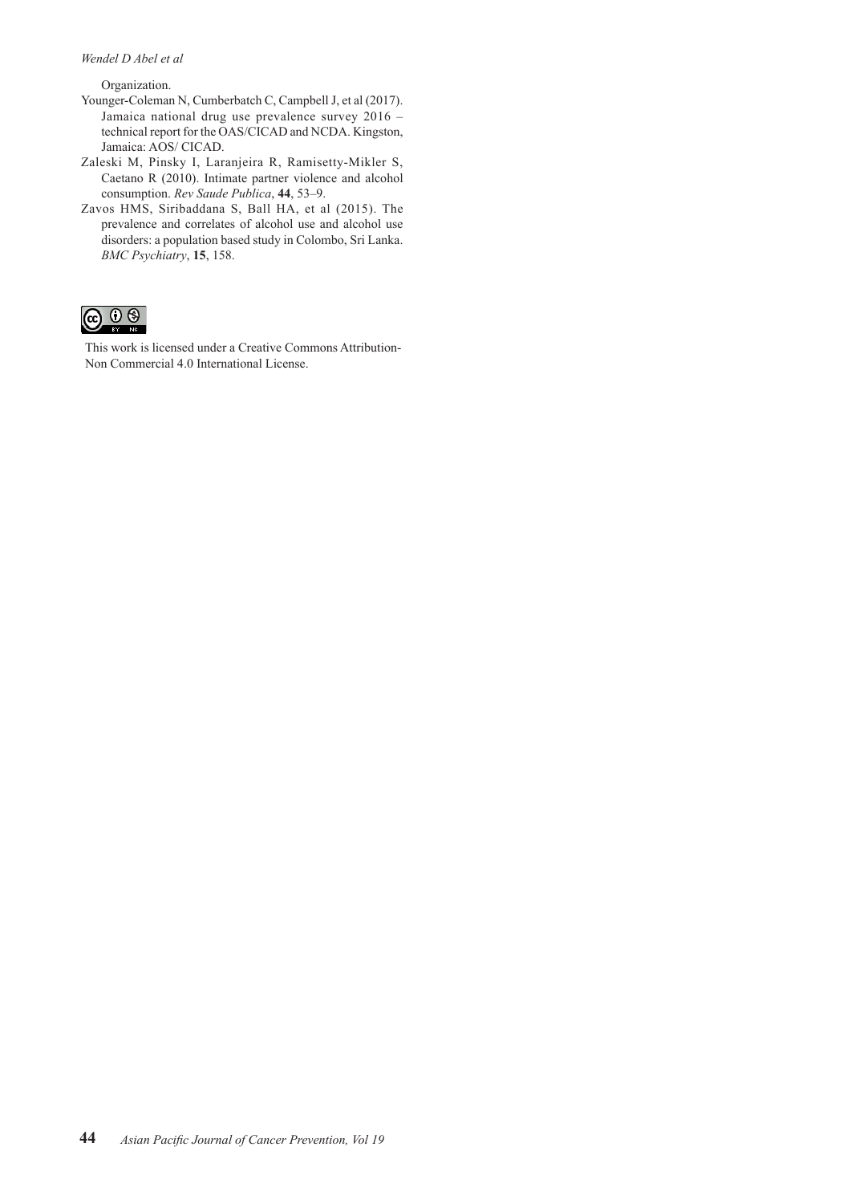Organization.

Younger-Coleman N, Cumberbatch C, Campbell J, et al (2017). Jamaica national drug use prevalence survey 2016 – technical report for the OAS/CICAD and NCDA. Kingston, Jamaica: AOS/ CICAD.

Zaleski M, Pinsky I, Laranjeira R, Ramisetty-Mikler S, Caetano R (2010). Intimate partner violence and alcohol consumption. *Rev Saude Publica*, **44**, 53–9.

Zavos HMS, Siribaddana S, Ball HA, et al (2015). The prevalence and correlates of alcohol use and alcohol use disorders: a population based study in Colombo, Sri Lanka. *BMC Psychiatry*, **15**, 158.

This work is licensed under a Creative Commons Attribution-Non Commercial 4.0 International License.